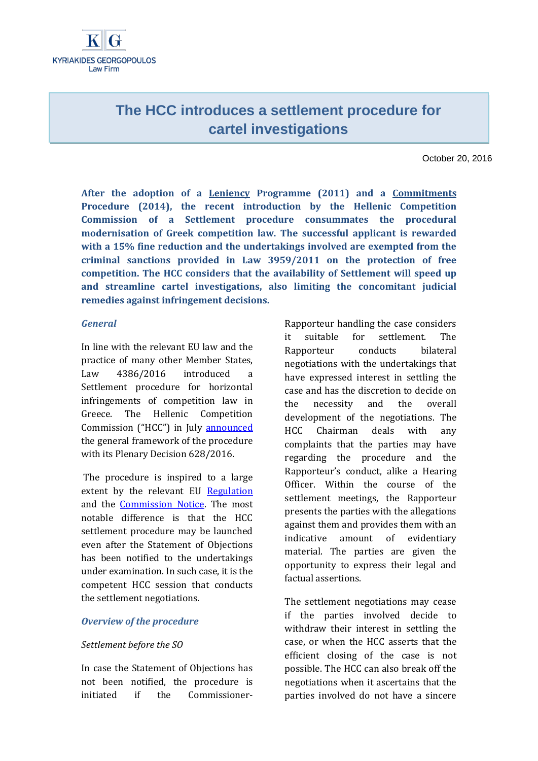KYRIAKIDES GEORGOPOULOS
Law Firm

# The HCC introduces a settlement procedure for cartel investigations

October 20, 2016

**After the adoption of a Leniency Programme (2011) and a Commitments Procedure (2014), the recent introduction by the Hellenic Competition Commission of a Settlement procedure consummates the procedural modernisation of Greek competition law. The successful applicant is rewarded with a 15% fine reduction and the undertakings involved are exempted from the criminal sanctions provided in Law 3959/2011 on the protection of free competition. The HCC considers that the availability of Settlement will speed up and streamline cartel investigations, also limiting the concomitant judicial remedies against infringement decisions.**

## *General*

In line with the relevant EU law and the practice of many other Member States, Law 4386/2016 introduced a Settlement procedure for horizontal infringements of competition law in Greece. The Hellenic Competition Commission ("HCC") in July announced the general framework of the procedure with its Plenary Decision 628/2016.

The procedure is inspired to a large extent by the relevant EU Regulation and the Commission Notice. The most notable difference is that the HCC settlement procedure may be launched even after the Statement of Objections has been notified to the undertakings under examination. In such case, it is the competent HCC session that conducts the settlement negotiations.

## *Overview of the procedure*

### *Settlement before the SO*

In case the Statement of Objections has not been notified, the procedure is initiated if the Commissioner-Rapporteur handling the case considers it suitable for settlement. The Rapporteur conducts bilateral negotiations with the undertakings that have expressed interest in settling the case and has the discretion to decide on the necessity and the overall development of the negotiations. The HCC Chairman deals with any complaints that the parties may have regarding the procedure and the Rapporteur's conduct, alike a Hearing Officer. Within the course of the settlement meetings, the Rapporteur presents the parties with the allegations against them and provides them with an indicative amount of evidentiary material. The parties are given the opportunity to express their legal and factual assertions.

The settlement negotiations may cease if the parties involved decide to withdraw their interest in settling the case, or when the HCC asserts that the efficient closing of the case is not possible. The HCC can also break off the negotiations when it ascertains that the parties involved do not have a sincere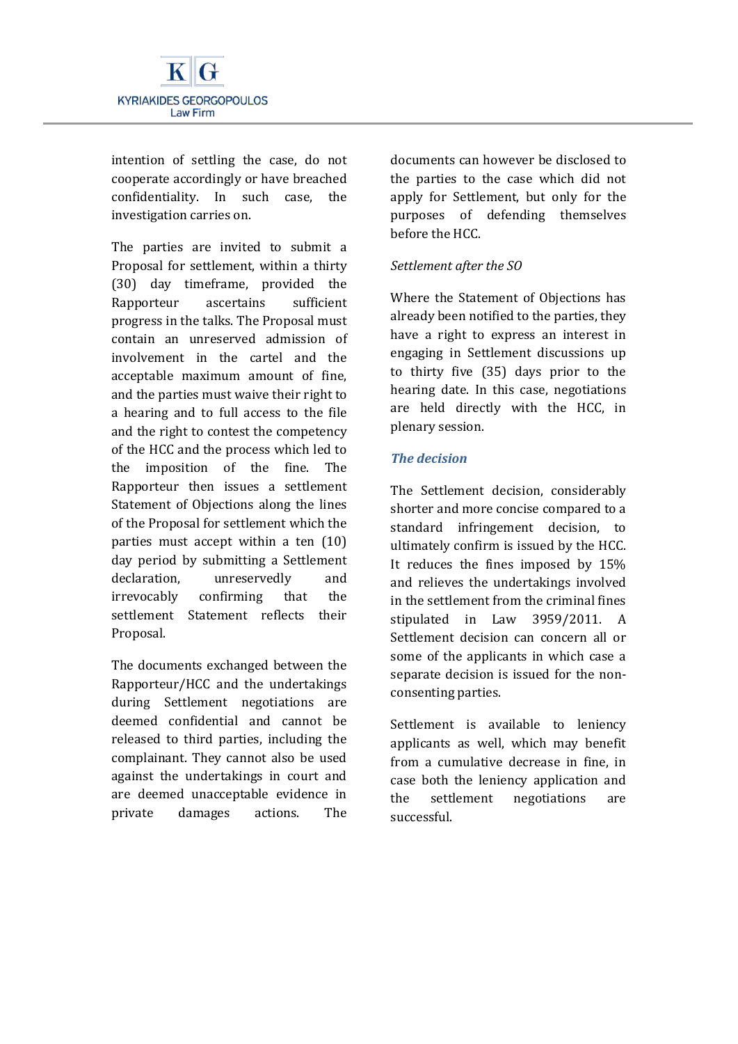intention of settling the case, do not cooperate accordingly or have breached confidentiality. In such case, the investigation carries on.

The parties are invited to submit a Proposal for settlement, within a thirty (30) day timeframe, provided the Rapporteur ascertains sufficient progress in the talks. The Proposal must contain an unreserved admission of involvement in the cartel and the acceptable maximum amount of fine, and the parties must waive their right to a hearing and to full access to the file and the right to contest the competency of the HCC and the process which led to the imposition of the fine. The Rapporteur then issues a settlement Statement of Objections along the lines of the Proposal for settlement which the parties must accept within a ten (10) day period by submitting a Settlement declaration, unreservedly and irrevocably confirming that the settlement Statement reflects their Proposal.

The documents exchanged between the Rapporteur/HCC and the undertakings during Settlement negotiations are deemed confidential and cannot be released to third parties, including the complainant. They cannot also be used against the undertakings in court and are deemed unacceptable evidence in private damages actions. The documents can however be disclosed to the parties to the case which did not apply for Settlement, but only for the purposes of defending themselves before the HCC.

*Settlement after the SO*

Where the Statement of Objections has already been notified to the parties, they have a right to express an interest in engaging in Settlement discussions up to thirty five (35) days prior to the hearing date. In this case, negotiations are held directly with the HCC, in plenary session.

### *The decision*

The Settlement decision, considerably shorter and more concise compared to a standard infringement decision, to ultimately confirm is issued by the HCC. It reduces the fines imposed by 15% and relieves the undertakings involved in the settlement from the criminal fines stipulated in Law 3959/2011. A Settlement decision can concern all or some of the applicants in which case a separate decision is issued for the non-consenting parties.

Settlement is available to leniency applicants as well, which may benefit from a cumulative decrease in fine, in case both the leniency application and the settlement negotiations are successful.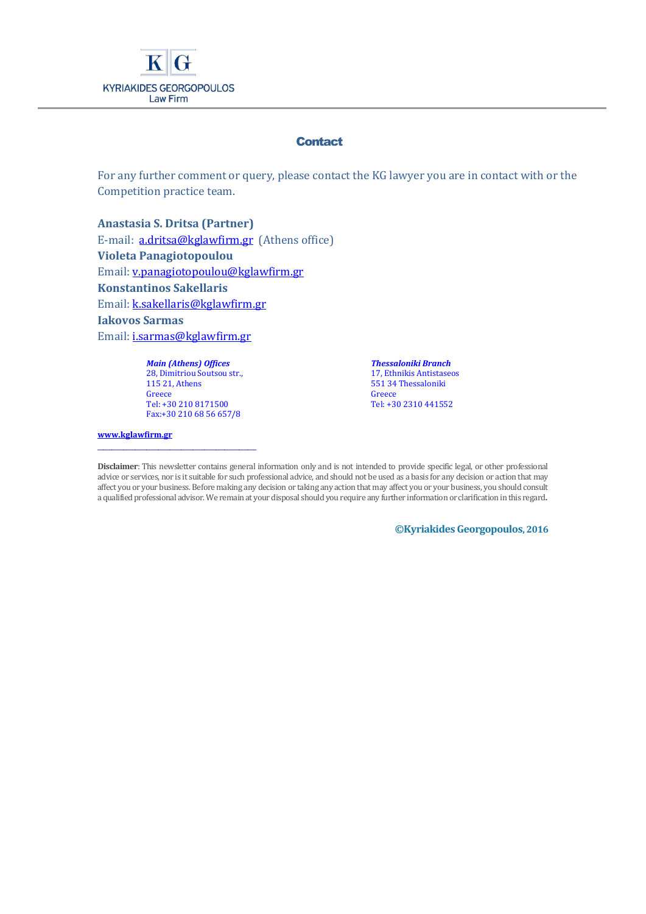KYRIAKIDES GEORGOPOULOS
Law Firm

## Contact

For any further comment or query, please contact the KG lawyer you are in contact with or the Competition practice team.

**Anastasia S. Dritsa (Partner)**
E-mail: a.dritsa@kglawfirm.gr (Athens office)
**Violeta Panagiotopoulou**
Email: v.panagiotopoulou@kglawfirm.gr
**Konstantinos Sakellaris**
Email: k.sakellaris@kglawfirm.gr
**Iakovos Sarmas**
Email: i.sarmas@kglawfirm.gr

***Main (Athens) Offices***
28, Dimitriou Soutsou str.,
115 21, Athens
Greece
Tel: +30 210 8171500
Fax:+30 210 68 56 657/8

***Thessaloniki Branch***
17, Ethnikis Antistaseos
551 34 Thessaloniki
Greece
Tel: +30 2310 441552

**www.kglawfirm.gr**

---

**Disclaimer**: This newsletter contains general information only and is not intended to provide specific legal, or other professional advice or services, nor is it suitable for such professional advice, and should not be used as a basis for any decision or action that may affect you or your business. Before making any decision or taking any action that may affect you or your business, you should consult a qualified professional advisor. We remain at your disposal should you require any further information or clarification in this regard**.**

**©Kyriakides Georgopoulos, 2016**